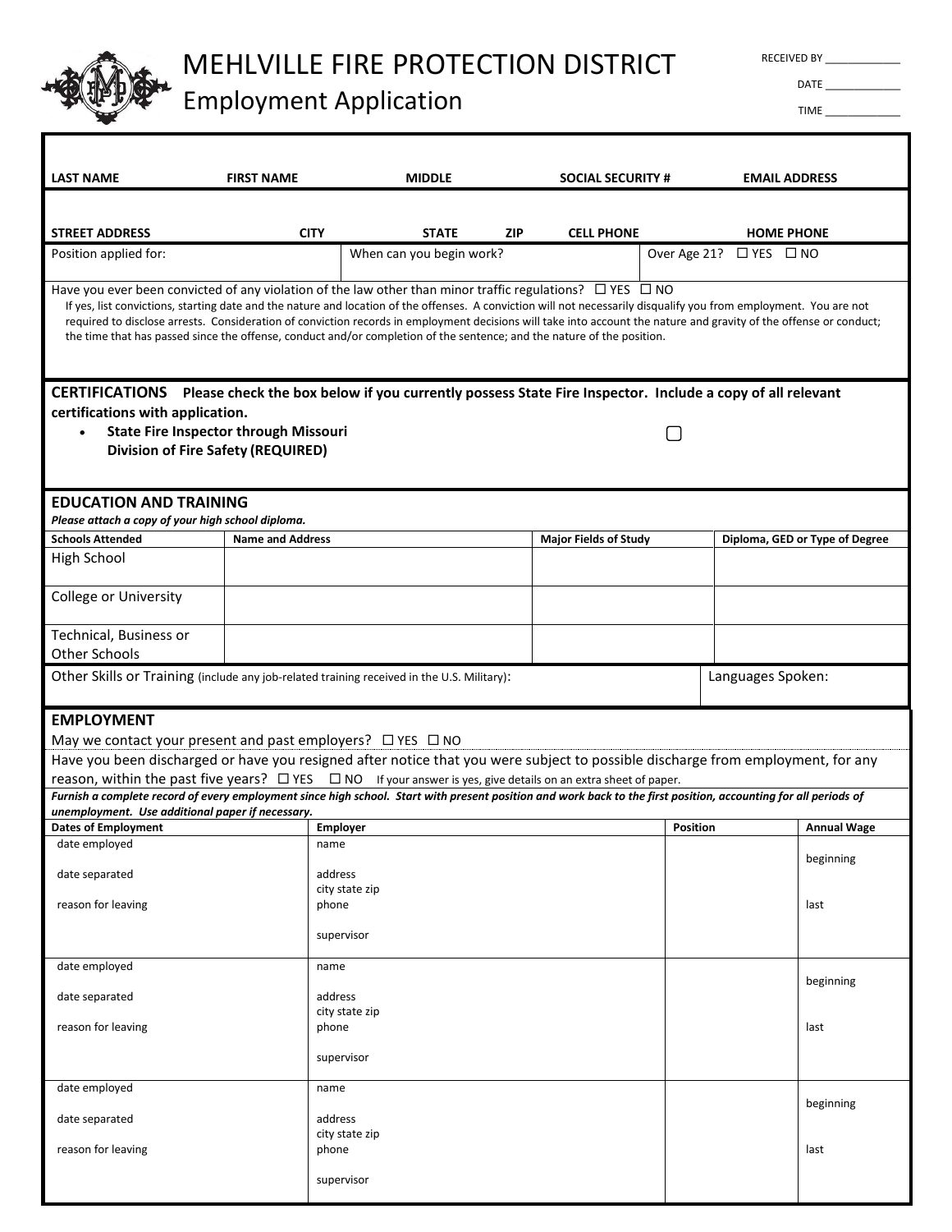# MEHLVILLE FIRE PROTECTION DISTRICT

## Employment Application

RECEIVED BY ____________

DATE ____________

TIME ____________

| LAST NAME | FIRST NAME | MIDDLE | SOCIAL SECURITY # | EMAIL ADDRESS |
|---|---|---|---|---|
| | | | | |

| STREET ADDRESS | CITY | STATE | ZIP | CELL PHONE | HOME PHONE |
|---|---|---|---|---|---|
| | | | | | |

| Position applied for: | When can you begin work? | Over Age 21? ☐ YES ☐ NO |
|---|---|---|

Have you ever been convicted of any violation of the law other than minor traffic regulations? ☐ YES ☐ NO

If yes, list convictions, starting date and the nature and location of the offenses. A conviction will not necessarily disqualify you from employment. You are not required to disclose arrests. Consideration of conviction records in employment decisions will take into account the nature and gravity of the offense or conduct; the time that has passed since the offense, conduct and/or completion of the sentence; and the nature of the position.

## CERTIFICATIONS

**Please check the box below if you currently possess State Fire Inspector. Include a copy of all relevant certifications with application.**

- **State Fire Inspector through Missouri Division of Fire Safety (REQUIRED)** ☐

## EDUCATION AND TRAINING

***Please attach a copy of your high school diploma.***

| Schools Attended | Name and Address | Major Fields of Study | Diploma, GED or Type of Degree |
|---|---|---|---|
| High School | | | |
| College or University | | | |
| Technical, Business or Other Schools | | | |

| Other Skills or Training (include any job-related training received in the U.S. Military): | Languages Spoken: |
|---|---|

## EMPLOYMENT

May we contact your present and past employers? ☐ YES ☐ NO

Have you been discharged or have you resigned after notice that you were subject to possible discharge from employment, for any reason, within the past five years? ☐ YES ☐ NO If your answer is yes, give details on an extra sheet of paper.

***Furnish a complete record of every employment since high school. Start with present position and work back to the first position, accounting for all periods of unemployment. Use additional paper if necessary.***

| Dates of Employment | Employer | Position | Annual Wage |
|---|---|---|---|
| date employed<br>date separated<br>reason for leaving | name<br>address<br>city state zip<br>phone<br>supervisor | | beginning<br>last |
| date employed<br>date separated<br>reason for leaving | name<br>address<br>city state zip<br>phone<br>supervisor | | beginning<br>last |
| date employed<br>date separated<br>reason for leaving | name<br>address<br>city state zip<br>phone<br>supervisor | | beginning<br>last |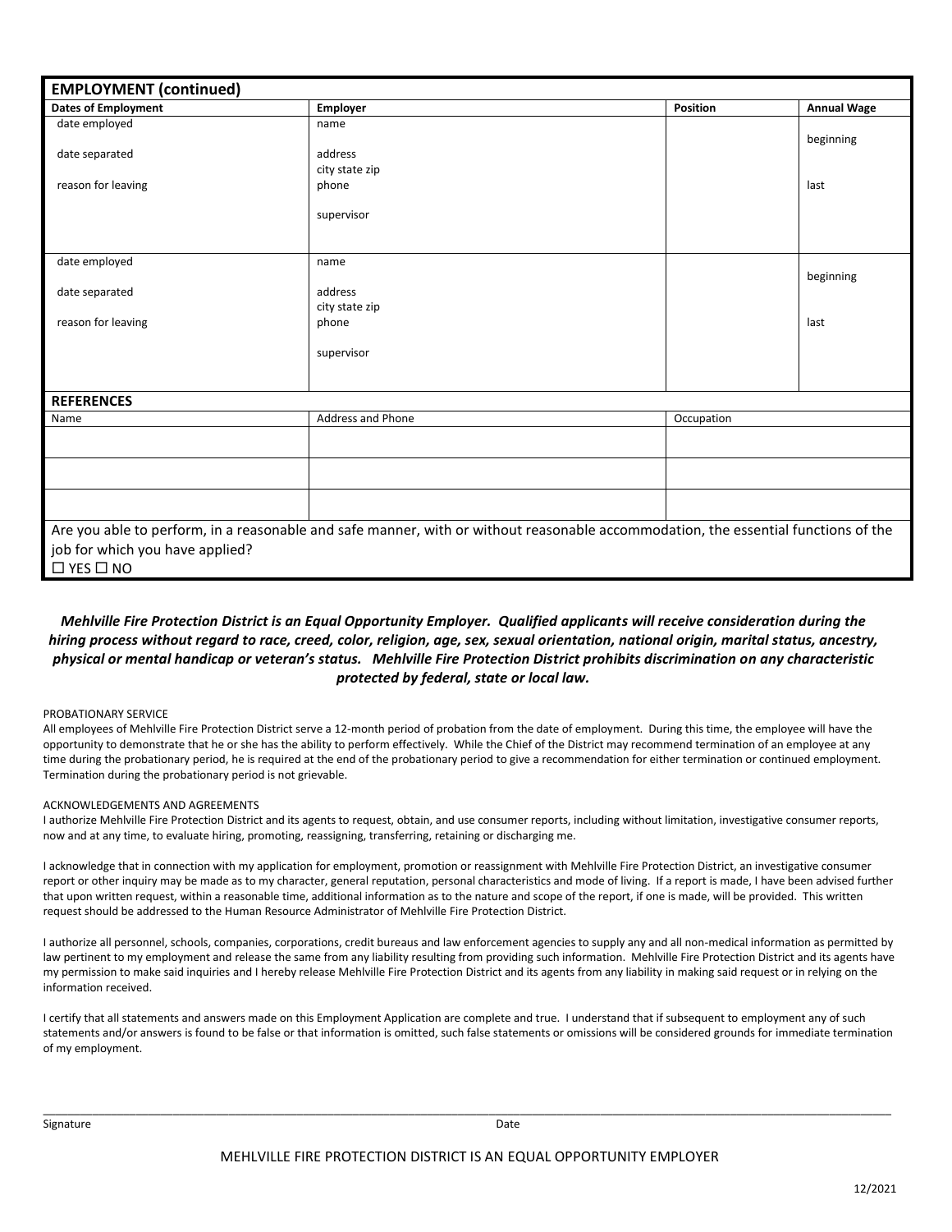## EMPLOYMENT (continued)

| Dates of Employment | Employer | Position | Annual Wage |
|---|---|---|---|
| date employed<br><br>date separated<br><br>reason for leaving | name<br><br>address<br>city state zip<br>phone<br><br>supervisor | | beginning<br><br>last |
| date employed<br><br>date separated<br><br>reason for leaving | name<br><br>address<br>city state zip<br>phone<br><br>supervisor | | beginning<br><br>last |

## REFERENCES

| Name | Address and Phone | Occupation |
|---|---|---|
| | | |
| | | |
| | | |

Are you able to perform, in a reasonable and safe manner, with or without reasonable accommodation, the essential functions of the job for which you have applied?
☐ YES ☐ NO

***Mehlville Fire Protection District is an Equal Opportunity Employer. Qualified applicants will receive consideration during the hiring process without regard to race, creed, color, religion, age, sex, sexual orientation, national origin, marital status, ancestry, physical or mental handicap or veteran's status. Mehlville Fire Protection District prohibits discrimination on any characteristic protected by federal, state or local law.***

PROBATIONARY SERVICE
All employees of Mehlville Fire Protection District serve a 12-month period of probation from the date of employment. During this time, the employee will have the opportunity to demonstrate that he or she has the ability to perform effectively. While the Chief of the District may recommend termination of an employee at any time during the probationary period, he is required at the end of the probationary period to give a recommendation for either termination or continued employment. Termination during the probationary period is not grievable.

ACKNOWLEDGEMENTS AND AGREEMENTS
I authorize Mehlville Fire Protection District and its agents to request, obtain, and use consumer reports, including without limitation, investigative consumer reports, now and at any time, to evaluate hiring, promoting, reassigning, transferring, retaining or discharging me.

I acknowledge that in connection with my application for employment, promotion or reassignment with Mehlville Fire Protection District, an investigative consumer report or other inquiry may be made as to my character, general reputation, personal characteristics and mode of living. If a report is made, I have been advised further that upon written request, within a reasonable time, additional information as to the nature and scope of the report, if one is made, will be provided. This written request should be addressed to the Human Resource Administrator of Mehlville Fire Protection District.

I authorize all personnel, schools, companies, corporations, credit bureaus and law enforcement agencies to supply any and all non-medical information as permitted by law pertinent to my employment and release the same from any liability resulting from providing such information. Mehlville Fire Protection District and its agents have my permission to make said inquiries and I hereby release Mehlville Fire Protection District and its agents from any liability in making said request or in relying on the information received.

I certify that all statements and answers made on this Employment Application are complete and true. I understand that if subsequent to employment any of such statements and/or answers is found to be false or that information is omitted, such false statements or omissions will be considered grounds for immediate termination of my employment.

_______________________________________________________________________________________________

Signature Date

MEHLVILLE FIRE PROTECTION DISTRICT IS AN EQUAL OPPORTUNITY EMPLOYER

12/2021